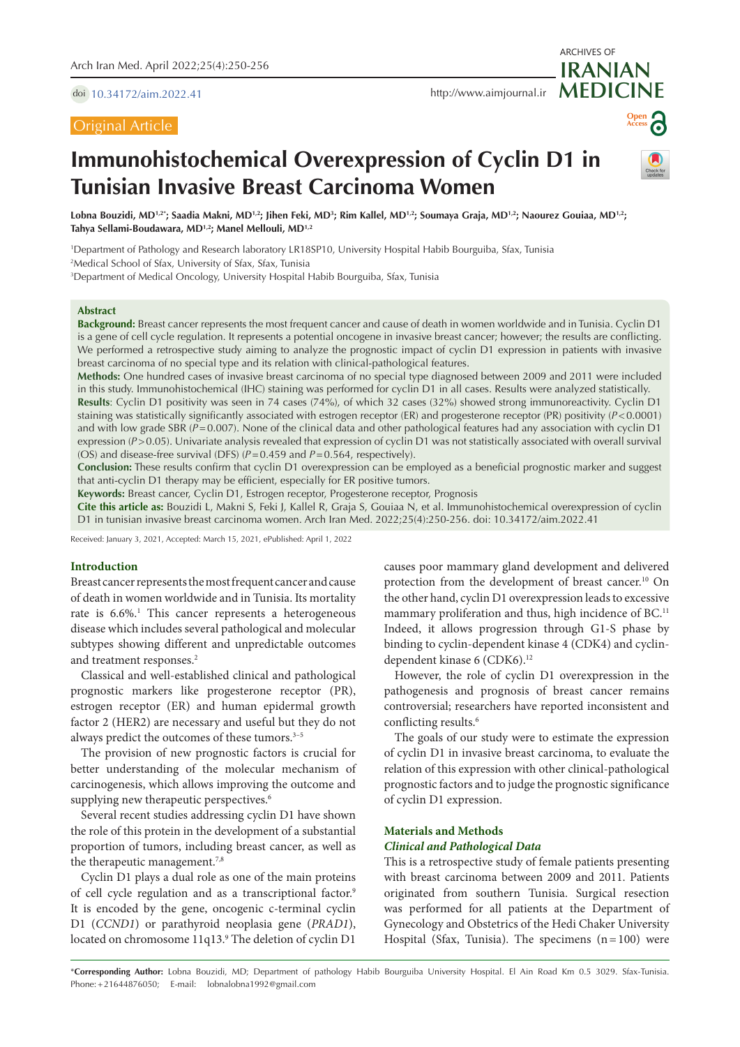doi 10.34172/aim.2022.41

Original Article

# Immunohistochemical Overexpression of Cyclin D1 in Tunisian Invasive Breast Carcinoma Women

**Lobna Bouzidi, MD[1,2*]; Saadia Makni, MD[1,2]; Jihen Feki, MD[3]; Rim Kallel, MD[1,2]; Soumaya Graja, MD[1,2]; Naourez Gouiaa, MD[1,2]; Tahya Sellami-Boudawara, MD[1,2]; Manel Mellouli, MD[1,2]**

[1]Department of Pathology and Research laboratory LR18SP10, University Hospital Habib Bourguiba, Sfax, Tunisia
[2]Medical School of Sfax, University of Sfax, Sfax, Tunisia
[3]Department of Medical Oncology, University Hospital Habib Bourguiba, Sfax, Tunisia

## Abstract

**Background:** Breast cancer represents the most frequent cancer and cause of death in women worldwide and in Tunisia. Cyclin D1 is a gene of cell cycle regulation. It represents a potential oncogene in invasive breast cancer; however, the results are conflicting. We performed a retrospective study aiming to analyze the prognostic impact of cyclin D1 expression in patients with invasive breast carcinoma of no special type and its relation with clinical-pathological features.

**Methods:** One hundred cases of invasive breast carcinoma of no special type diagnosed between 2009 and 2011 were included in this study. Immunohistochemical (IHC) staining was performed for cyclin D1 in all cases. Results were analyzed statistically.

**Results**: Cyclin D1 positivity was seen in 74 cases (74%), of which 32 cases (32%) showed strong immunoreactivity. Cyclin D1 staining was statistically significantly associated with estrogen receptor (ER) and progesterone receptor (PR) positivity ($P<0.0001$) and with low grade SBR ($P=0.007$). None of the clinical data and other pathological features had any association with cyclin D1 expression ($P>0.05$). Univariate analysis revealed that expression of cyclin D1 was not statistically associated with overall survival (OS) and disease-free survival (DFS) ($P=0.459$ and $P=0.564$, respectively).

**Conclusion:** These results confirm that cyclin D1 overexpression can be employed as a beneficial prognostic marker and suggest that anti-cyclin D1 therapy may be efficient, especially for ER positive tumors.

**Keywords:** Breast cancer, Cyclin D1, Estrogen receptor, Progesterone receptor, Prognosis

**Cite this article as:** Bouzidi L, Makni S, Feki J, Kallel R, Graja S, Gouiaa N, et al. Immunohistochemical overexpression of cyclin D1 in tunisian invasive breast carcinoma women. Arch Iran Med. 2022;25(4):250-256. doi: 10.34172/aim.2022.41

Received: January 3, 2021, Accepted: March 15, 2021, ePublished: April 1, 2022

## Introduction

Breast cancer represents the most frequent cancer and cause of death in women worldwide and in Tunisia. Its mortality rate is 6.6%.[1] This cancer represents a heterogeneous disease which includes several pathological and molecular subtypes showing different and unpredictable outcomes and treatment responses.[2]

Classical and well-established clinical and pathological prognostic markers like progesterone receptor (PR), estrogen receptor (ER) and human epidermal growth factor 2 (HER2) are necessary and useful but they do not always predict the outcomes of these tumors.[3–5]

The provision of new prognostic factors is crucial for better understanding of the molecular mechanism of carcinogenesis, which allows improving the outcome and supplying new therapeutic perspectives.[6]

Several recent studies addressing cyclin D1 have shown the role of this protein in the development of a substantial proportion of tumors, including breast cancer, as well as the therapeutic management.[7,8]

Cyclin D1 plays a dual role as one of the main proteins of cell cycle regulation and as a transcriptional factor.[9] It is encoded by the gene, oncogenic c-terminal cyclin D1 (*CCND1*) or parathyroid neoplasia gene (*PRAD1*), located on chromosome 11q13.[9] The deletion of cyclin D1 causes poor mammary gland development and delivered protection from the development of breast cancer.[10] On the other hand, cyclin D1 overexpression leads to excessive mammary proliferation and thus, high incidence of BC.[11] Indeed, it allows progression through G1-S phase by binding to cyclin-dependent kinase 4 (CDK4) and cyclin-dependent kinase 6 (CDK6).[12]

However, the role of cyclin D1 overexpression in the pathogenesis and prognosis of breast cancer remains controversial; researchers have reported inconsistent and conflicting results.[6]

The goals of our study were to estimate the expression of cyclin D1 in invasive breast carcinoma, to evaluate the relation of this expression with other clinical-pathological prognostic factors and to judge the prognostic significance of cyclin D1 expression.

## Materials and Methods

### *Clinical and Pathological Data*

This is a retrospective study of female patients presenting with breast carcinoma between 2009 and 2011. Patients originated from southern Tunisia. Surgical resection was performed for all patients at the Department of Gynecology and Obstetrics of the Hedi Chaker University Hospital (Sfax, Tunisia). The specimens (n=100) were

*Corresponding Author: Lobna Bouzidi, MD; Department of pathology Habib Bourguiba University Hospital. El Ain Road Km 0.5 3029. Sfax-Tunisia. Phone: +21644876050; E-mail: lobnalobna1992@gmail.com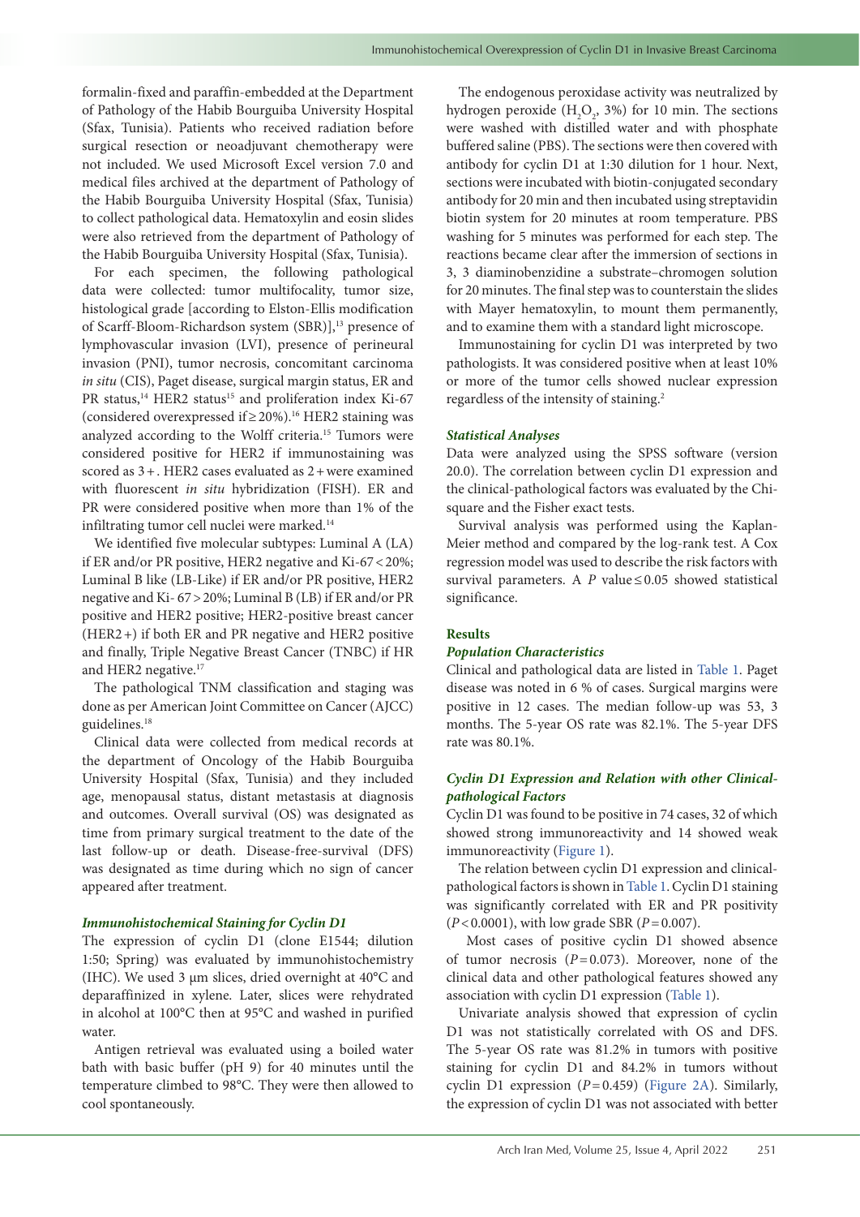formalin-fixed and paraffin-embedded at the Department of Pathology of the Habib Bourguiba University Hospital (Sfax, Tunisia). Patients who received radiation before surgical resection or neoadjuvant chemotherapy were not included. We used Microsoft Excel version 7.0 and medical files archived at the department of Pathology of the Habib Bourguiba University Hospital (Sfax, Tunisia) to collect pathological data. Hematoxylin and eosin slides were also retrieved from the department of Pathology of the Habib Bourguiba University Hospital (Sfax, Tunisia).

For each specimen, the following pathological data were collected: tumor multifocality, tumor size, histological grade [according to Elston-Ellis modification of Scarff-Bloom-Richardson system (SBR)],[13] presence of lymphovascular invasion (LVI), presence of perineural invasion (PNI), tumor necrosis, concomitant carcinoma *in situ* (CIS), Paget disease, surgical margin status, ER and PR status,[14] HER2 status[15] and proliferation index Ki-67 (considered overexpressed if ≥ 20%).[16] HER2 staining was analyzed according to the Wolff criteria.[15] Tumors were considered positive for HER2 if immunostaining was scored as 3 + . HER2 cases evaluated as 2 + were examined with fluorescent *in situ* hybridization (FISH). ER and PR were considered positive when more than 1% of the infiltrating tumor cell nuclei were marked.[14]

We identified five molecular subtypes: Luminal A (LA) if ER and/or PR positive, HER2 negative and Ki-67 < 20%; Luminal B like (LB-Like) if ER and/or PR positive, HER2 negative and Ki- 67 > 20%; Luminal B (LB) if ER and/or PR positive and HER2 positive; HER2-positive breast cancer (HER2 +) if both ER and PR negative and HER2 positive and finally, Triple Negative Breast Cancer (TNBC) if HR and HER2 negative.[17]

The pathological TNM classification and staging was done as per American Joint Committee on Cancer (AJCC) guidelines.[18]

Clinical data were collected from medical records at the department of Oncology of the Habib Bourguiba University Hospital (Sfax, Tunisia) and they included age, menopausal status, distant metastasis at diagnosis and outcomes. Overall survival (OS) was designated as time from primary surgical treatment to the date of the last follow-up or death. Disease-free-survival (DFS) was designated as time during which no sign of cancer appeared after treatment.

### *Immunohistochemical Staining for Cyclin D1*

The expression of cyclin D1 (clone E1544; dilution 1:50; Spring) was evaluated by immunohistochemistry (IHC). We used 3 µm slices, dried overnight at 40°C and deparaffinized in xylene. Later, slices were rehydrated in alcohol at 100°C then at 95°C and washed in purified water.

Antigen retrieval was evaluated using a boiled water bath with basic buffer (pH 9) for 40 minutes until the temperature climbed to 98°C. They were then allowed to cool spontaneously.

The endogenous peroxidase activity was neutralized by hydrogen peroxide ($H_2O_2$, 3%) for 10 min. The sections were washed with distilled water and with phosphate buffered saline (PBS). The sections were then covered with antibody for cyclin D1 at 1:30 dilution for 1 hour. Next, sections were incubated with biotin-conjugated secondary antibody for 20 min and then incubated using streptavidin biotin system for 20 minutes at room temperature. PBS washing for 5 minutes was performed for each step. The reactions became clear after the immersion of sections in 3, 3 diaminobenzidine a substrate–chromogen solution for 20 minutes. The final step was to counterstain the slides with Mayer hematoxylin, to mount them permanently, and to examine them with a standard light microscope.

Immunostaining for cyclin D1 was interpreted by two pathologists. It was considered positive when at least 10% or more of the tumor cells showed nuclear expression regardless of the intensity of staining.[2]

### *Statistical Analyses*

Data were analyzed using the SPSS software (version 20.0). The correlation between cyclin D1 expression and the clinical-pathological factors was evaluated by the Chi-square and the Fisher exact tests.

Survival analysis was performed using the Kaplan-Meier method and compared by the log-rank test. A Cox regression model was used to describe the risk factors with survival parameters. A $P$ value ≤ 0.05 showed statistical significance.

## Results

### *Population Characteristics*

Clinical and pathological data are listed in Table 1. Paget disease was noted in 6 % of cases. Surgical margins were positive in 12 cases. The median follow-up was 53, 3 months. The 5-year OS rate was 82.1%. The 5-year DFS rate was 80.1%.

### *Cyclin D1 Expression and Relation with other Clinical-pathological Factors*

Cyclin D1 was found to be positive in 74 cases, 32 of which showed strong immunoreactivity and 14 showed weak immunoreactivity (Figure 1).

The relation between cyclin D1 expression and clinical-pathological factors is shown in Table 1. Cyclin D1 staining was significantly correlated with ER and PR positivity ($P$ < 0.0001), with low grade SBR ($P$ = 0.007).

Most cases of positive cyclin D1 showed absence of tumor necrosis ($P$ = 0.073). Moreover, none of the clinical data and other pathological features showed any association with cyclin D1 expression (Table 1).

Univariate analysis showed that expression of cyclin D1 was not statistically correlated with OS and DFS. The 5-year OS rate was 81.2% in tumors with positive staining for cyclin D1 and 84.2% in tumors without cyclin D1 expression ($P$ = 0.459) (Figure 2A). Similarly, the expression of cyclin D1 was not associated with better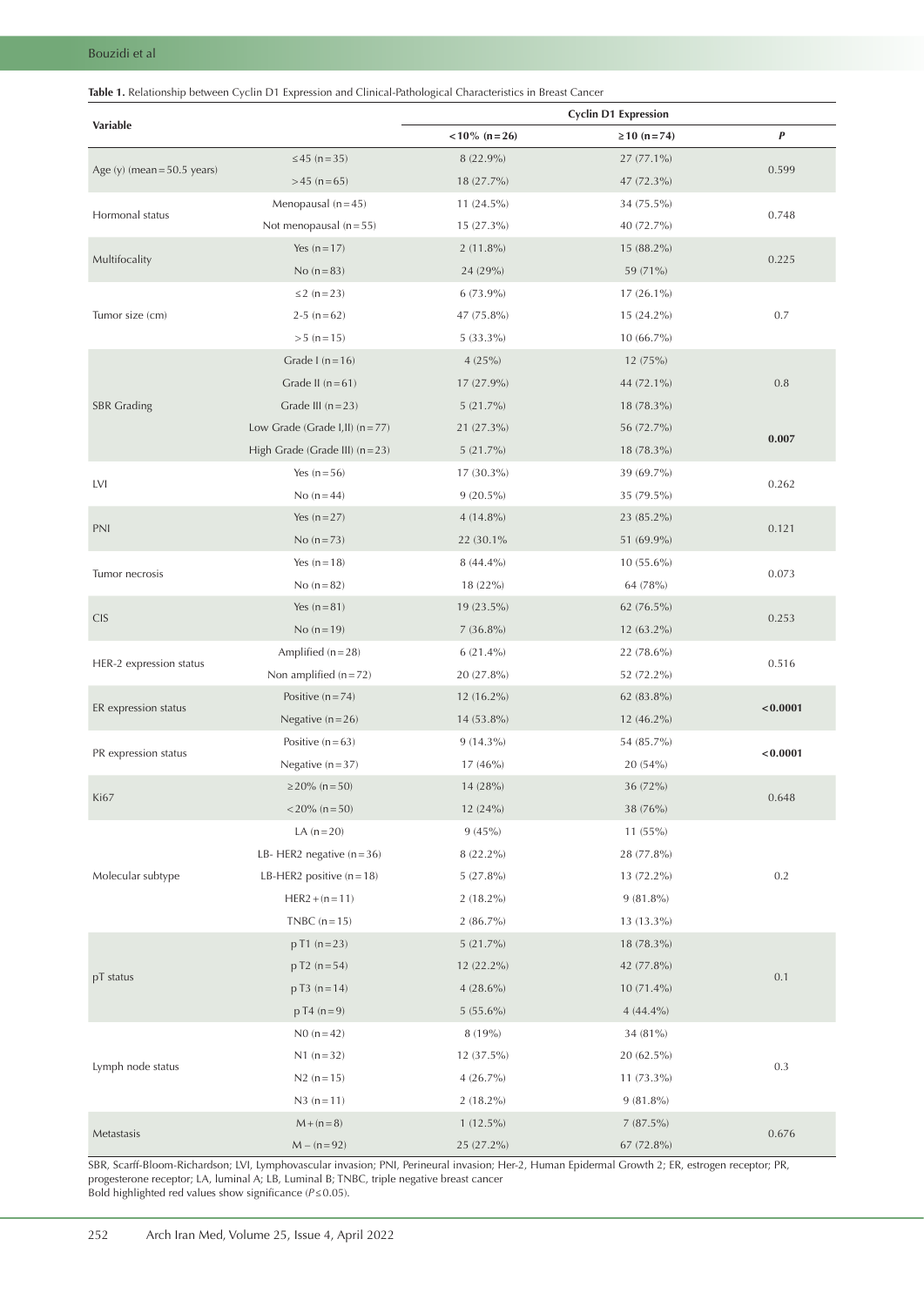**Table 1.** Relationship between Cyclin D1 Expression and Clinical-Pathological Characteristics in Breast Cancer

| Variable | | Cyclin D1 Expression | | |
|---|---|---|---|---|
| | | <10% (n=26) | ≥10 (n=74) | *P* |
| Age (y) (mean=50.5 years) | ≤45 (n=35) | 8 (22.9%) | 27 (77.1%) | 0.599 |
| | >45 (n=65) | 18 (27.7%) | 47 (72.3%) | |
| Hormonal status | Menopausal (n=45) | 11 (24.5%) | 34 (75.5%) | 0.748 |
| | Not menopausal (n=55) | 15 (27.3%) | 40 (72.7%) | |
| Multifocality | Yes (n=17) | 2 (11.8%) | 15 (88.2%) | 0.225 |
| | No (n=83) | 24 (29%) | 59 (71%) | |
| Tumor size (cm) | ≤2 (n=23) | 6 (73.9%) | 17 (26.1%) | 0.7 |
| | 2-5 (n=62) | 47 (75.8%) | 15 (24.2%) | |
| | >5 (n=15) | 5 (33.3%) | 10 (66.7%) | |
| SBR Grading | Grade I (n=16) | 4 (25%) | 12 (75%) | 0.8 |
| | Grade II (n=61) | 17 (27.9%) | 44 (72.1%) | |
| | Grade III (n=23) | 5 (21.7%) | 18 (78.3%) | |
| | Low Grade (Grade I,II) (n=77) | 21 (27.3%) | 56 (72.7%) | **0.007** |
| | High Grade (Grade III) (n=23) | 5 (21.7%) | 18 (78.3%) | |
| LVI | Yes (n=56) | 17 (30.3%) | 39 (69.7%) | 0.262 |
| | No (n=44) | 9 (20.5%) | 35 (79.5%) | |
| PNI | Yes (n=27) | 4 (14.8%) | 23 (85.2%) | 0.121 |
| | No (n=73) | 22 (30.1% | 51 (69.9%) | |
| Tumor necrosis | Yes (n=18) | 8 (44.4%) | 10 (55.6%) | 0.073 |
| | No (n=82) | 18 (22%) | 64 (78%) | |
| CIS | Yes (n=81) | 19 (23.5%) | 62 (76.5%) | 0.253 |
| | No (n=19) | 7 (36.8%) | 12 (63.2%) | |
| HER-2 expression status | Amplified (n=28) | 6 (21.4%) | 22 (78.6%) | 0.516 |
| | Non amplified (n=72) | 20 (27.8%) | 52 (72.2%) | |
| ER expression status | Positive (n=74) | 12 (16.2%) | 62 (83.8%) | **<0.0001** |
| | Negative (n=26) | 14 (53.8%) | 12 (46.2%) | |
| PR expression status | Positive (n=63) | 9 (14.3%) | 54 (85.7%) | **<0.0001** |
| | Negative (n=37) | 17 (46%) | 20 (54%) | |
| Ki67 | ≥20% (n=50) | 14 (28%) | 36 (72%) | 0.648 |
| | <20% (n=50) | 12 (24%) | 38 (76%) | |
| Molecular subtype | LA (n=20) | 9 (45%) | 11 (55%) | 0.2 |
| | LB- HER2 negative (n=36) | 8 (22.2%) | 28 (77.8%) | |
| | LB-HER2 positive (n=18) | 5 (27.8%) | 13 (72.2%) | |
| | HER2+(n=11) | 2 (18.2%) | 9 (81.8%) | |
| | TNBC (n=15) | 2 (86.7%) | 13 (13.3%) | |
| pT status | p T1 (n=23) | 5 (21.7%) | 18 (78.3%) | 0.1 |
| | p T2 (n=54) | 12 (22.2%) | 42 (77.8%) | |
| | p T3 (n=14) | 4 (28.6%) | 10 (71.4%) | |
| | p T4 (n=9) | 5 (55.6%) | 4 (44.4%) | |
| Lymph node status | N0 (n=42) | 8 (19%) | 34 (81%) | 0.3 |
| | N1 (n=32) | 12 (37.5%) | 20 (62.5%) | |
| | N2 (n=15) | 4 (26.7%) | 11 (73.3%) | |
| | N3 (n=11) | 2 (18.2%) | 9 (81.8%) | |
| Metastasis | M+(n=8) | 1 (12.5%) | 7 (87.5%) | 0.676 |
| | M−(n=92) | 25 (27.2%) | 67 (72.8%) | |

SBR, Scarff-Bloom-Richardson; LVI, Lymphovascular invasion; PNI, Perineural invasion; Her-2, Human Epidermal Growth 2; ER, estrogen receptor; PR, progesterone receptor; LA, luminal A; LB, Luminal B; TNBC, triple negative breast cancer
Bold highlighted red values show significance ($P \leq 0.05$).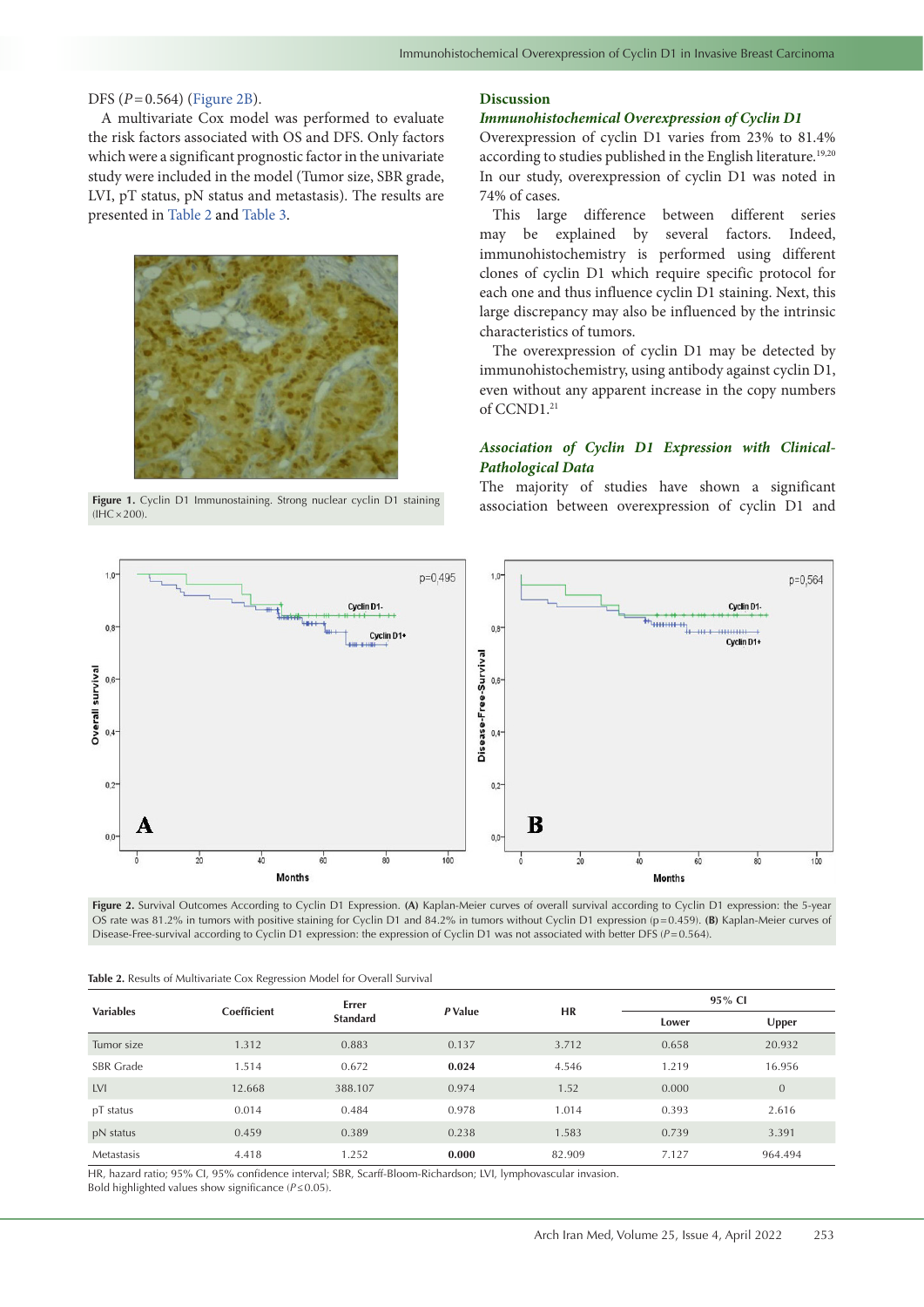DFS ($P = 0.564$) (Figure 2B).

A multivariate Cox model was performed to evaluate the risk factors associated with OS and DFS. Only factors which were a significant prognostic factor in the univariate study were included in the model (Tumor size, SBR grade, LVI, pT status, pN status and metastasis). The results are presented in Table 2 and Table 3.

**Figure 1.** Cyclin D1 Immunostaining. Strong nuclear cyclin D1 staining (IHC × 200).

## Discussion

### *Immunohistochemical Overexpression of Cyclin D1*

Overexpression of cyclin D1 varies from 23% to 81.4% according to studies published in the English literature.[19,20] In our study, overexpression of cyclin D1 was noted in 74% of cases.

This large difference between different series may be explained by several factors. Indeed, immunohistochemistry is performed using different clones of cyclin D1 which require specific protocol for each one and thus influence cyclin D1 staining. Next, this large discrepancy may also be influenced by the intrinsic characteristics of tumors.

The overexpression of cyclin D1 may be detected by immunohistochemistry, using antibody against cyclin D1, even without any apparent increase in the copy numbers of CCND1.[21]

### *Association of Cyclin D1 Expression with Clinical-Pathological Data*

The majority of studies have shown a significant association between overexpression of cyclin D1 and

**Figure 2.** Survival Outcomes According to Cyclin D1 Expression. **(A)** Kaplan-Meier curves of overall survival according to Cyclin D1 expression: the 5-year OS rate was 81.2% in tumors with positive staining for Cyclin D1 and 84.2% in tumors without Cyclin D1 expression (p = 0.459). **(B)** Kaplan-Meier curves of Disease-Free-survival according to Cyclin D1 expression: the expression of Cyclin D1 was not associated with better DFS ($P = 0.564$).

**Table 2.** Results of Multivariate Cox Regression Model for Overall Survival

| Variables | Coefficient | Errer Standard | *P* Value | HR | 95% CI | |
|---|---|---|---|---|---|---|
| | | | | | Lower | Upper |
| Tumor size | 1.312 | 0.883 | 0.137 | 3.712 | 0.658 | 20.932 |
| SBR Grade | 1.514 | 0.672 | **0.024** | 4.546 | 1.219 | 16.956 |
| LVI | 12.668 | 388.107 | 0.974 | 1.52 | 0.000 | 0 |
| pT status | 0.014 | 0.484 | 0.978 | 1.014 | 0.393 | 2.616 |
| pN status | 0.459 | 0.389 | 0.238 | 1.583 | 0.739 | 3.391 |
| Metastasis | 4.418 | 1.252 | **0.000** | 82.909 | 7.127 | 964.494 |

HR, hazard ratio; 95% CI, 95% confidence interval; SBR, Scarff-Bloom-Richardson; LVI, lymphovascular invasion.
Bold highlighted values show significance ($P \leq 0.05$).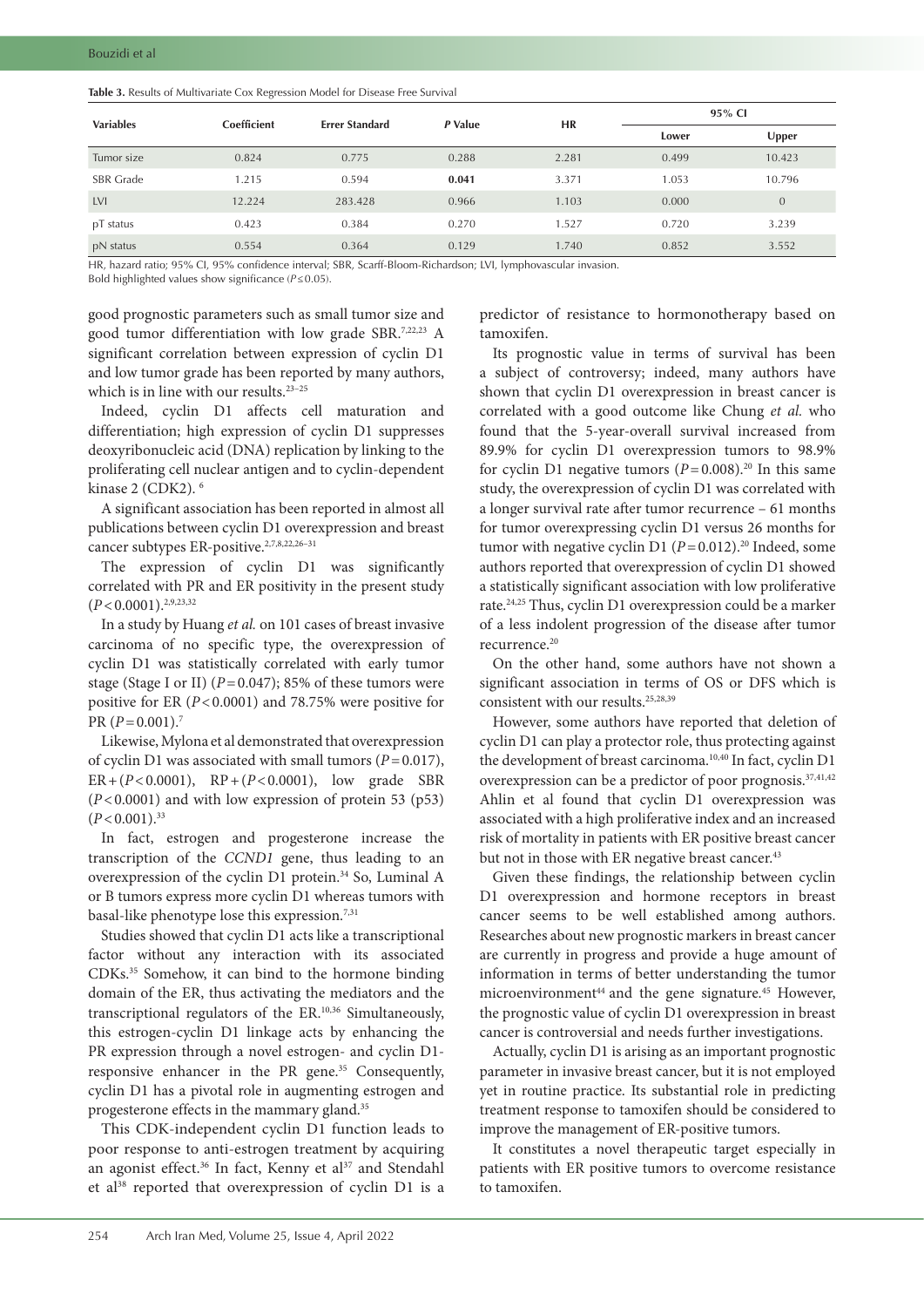**Table 3.** Results of Multivariate Cox Regression Model for Disease Free Survival

| Variables | Coefficient | Errer Standard | *P* Value | HR | 95% CI | |
|---|---|---|---|---|---|---|
| | | | | | Lower | Upper |
| Tumor size | 0.824 | 0.775 | 0.288 | 2.281 | 0.499 | 10.423 |
| SBR Grade | 1.215 | 0.594 | **0.041** | 3.371 | 1.053 | 10.796 |
| LVI | 12.224 | 283.428 | 0.966 | 1.103 | 0.000 | 0 |
| pT status | 0.423 | 0.384 | 0.270 | 1.527 | 0.720 | 3.239 |
| pN status | 0.554 | 0.364 | 0.129 | 1.740 | 0.852 | 3.552 |

HR, hazard ratio; 95% CI, 95% confidence interval; SBR, Scarff-Bloom-Richardson; LVI, lymphovascular invasion.
Bold highlighted values show significance ($P \leq 0.05$).

good prognostic parameters such as small tumor size and good tumor differentiation with low grade SBR.[7,22,23] A significant correlation between expression of cyclin D1 and low tumor grade has been reported by many authors, which is in line with our results.[23–25]

Indeed, cyclin D1 affects cell maturation and differentiation; high expression of cyclin D1 suppresses deoxyribonucleic acid (DNA) replication by linking to the proliferating cell nuclear antigen and to cyclin-dependent kinase 2 (CDK2).[6]

A significant association has been reported in almost all publications between cyclin D1 overexpression and breast cancer subtypes ER-positive.[2,7,8,22,26–31]

The expression of cyclin D1 was significantly correlated with PR and ER positivity in the present study ($P < 0.0001$).[2,9,23,32]

In a study by Huang *et al.* on 101 cases of breast invasive carcinoma of no specific type, the overexpression of cyclin D1 was statistically correlated with early tumor stage (Stage I or II) ($P = 0.047$); 85% of these tumors were positive for ER ($P < 0.0001$) and 78.75% were positive for PR ($P = 0.001$).[7]

Likewise, Mylona et al demonstrated that overexpression of cyclin D1 was associated with small tumors ($P = 0.017$), ER+ ($P < 0.0001$), RP+ ($P < 0.0001$), low grade SBR ($P < 0.0001$) and with low expression of protein 53 (p53) ($P < 0.001$).[33]

In fact, estrogen and progesterone increase the transcription of the *CCND1* gene, thus leading to an overexpression of the cyclin D1 protein.[34] So, Luminal A or B tumors express more cyclin D1 whereas tumors with basal-like phenotype lose this expression.[7,31]

Studies showed that cyclin D1 acts like a transcriptional factor without any interaction with its associated CDKs.[35] Somehow, it can bind to the hormone binding domain of the ER, thus activating the mediators and the transcriptional regulators of the ER.[10,36] Simultaneously, this estrogen-cyclin D1 linkage acts by enhancing the PR expression through a novel estrogen- and cyclin D1-responsive enhancer in the PR gene.[35] Consequently, cyclin D1 has a pivotal role in augmenting estrogen and progesterone effects in the mammary gland.[35]

This CDK-independent cyclin D1 function leads to poor response to anti-estrogen treatment by acquiring an agonist effect.[36] In fact, Kenny et al[37] and Stendahl et al[38] reported that overexpression of cyclin D1 is a predictor of resistance to hormonotherapy based on tamoxifen.

Its prognostic value in terms of survival has been a subject of controversy; indeed, many authors have shown that cyclin D1 overexpression in breast cancer is correlated with a good outcome like Chung *et al.* who found that the 5-year-overall survival increased from 89.9% for cyclin D1 overexpression tumors to 98.9% for cyclin D1 negative tumors ($P = 0.008$).[20] In this same study, the overexpression of cyclin D1 was correlated with a longer survival rate after tumor recurrence – 61 months for tumor overexpressing cyclin D1 versus 26 months for tumor with negative cyclin D1 ($P = 0.012$).[20] Indeed, some authors reported that overexpression of cyclin D1 showed a statistically significant association with low proliferative rate.[24,25] Thus, cyclin D1 overexpression could be a marker of a less indolent progression of the disease after tumor recurrence.[20]

On the other hand, some authors have not shown a significant association in terms of OS or DFS which is consistent with our results.[25,28,39]

However, some authors have reported that deletion of cyclin D1 can play a protector role, thus protecting against the development of breast carcinoma.[10,40] In fact, cyclin D1 overexpression can be a predictor of poor prognosis.[37,41,42] Ahlin et al found that cyclin D1 overexpression was associated with a high proliferative index and an increased risk of mortality in patients with ER positive breast cancer but not in those with ER negative breast cancer.[43]

Given these findings, the relationship between cyclin D1 overexpression and hormone receptors in breast cancer seems to be well established among authors. Researches about new prognostic markers in breast cancer are currently in progress and provide a huge amount of information in terms of better understanding the tumor microenvironment[44] and the gene signature.[45] However, the prognostic value of cyclin D1 overexpression in breast cancer is controversial and needs further investigations.

Actually, cyclin D1 is arising as an important prognostic parameter in invasive breast cancer, but it is not employed yet in routine practice. Its substantial role in predicting treatment response to tamoxifen should be considered to improve the management of ER-positive tumors.

It constitutes a novel therapeutic target especially in patients with ER positive tumors to overcome resistance to tamoxifen.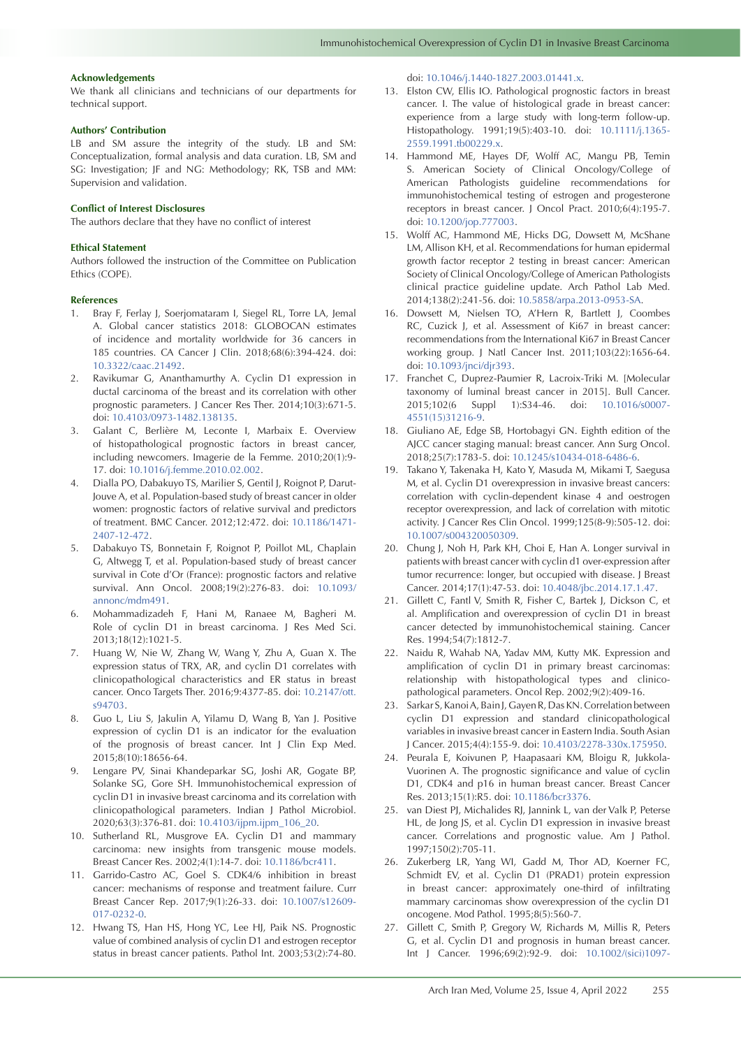### Acknowledgements

We thank all clinicians and technicians of our departments for technical support.

### Authors' Contribution

LB and SM assure the integrity of the study. LB and SM: Conceptualization, formal analysis and data curation. LB, SM and SG: Investigation; JF and NG: Methodology; RK, TSB and MM: Supervision and validation.

### Conflict of Interest Disclosures

The authors declare that they have no conflict of interest

### Ethical Statement

Authors followed the instruction of the Committee on Publication Ethics (COPE).

### References

1. Bray F, Ferlay J, Soerjomataram I, Siegel RL, Torre LA, Jemal A. Global cancer statistics 2018: GLOBOCAN estimates of incidence and mortality worldwide for 36 cancers in 185 countries. CA Cancer J Clin. 2018;68(6):394-424. doi: 10.3322/caac.21492.
2. Ravikumar G, Ananthamurthy A. Cyclin D1 expression in ductal carcinoma of the breast and its correlation with other prognostic parameters. J Cancer Res Ther. 2014;10(3):671-5. doi: 10.4103/0973-1482.138135.
3. Galant C, Berlière M, Leconte I, Marbaix E. Overview of histopathological prognostic factors in breast cancer, including newcomers. Imagerie de la Femme. 2010;20(1):9-17. doi: 10.1016/j.femme.2010.02.002.
4. Dialla PO, Dabakuyo TS, Marilier S, Gentil J, Roignot P, Darut-Jouve A, et al. Population-based study of breast cancer in older women: prognostic factors of relative survival and predictors of treatment. BMC Cancer. 2012;12:472. doi: 10.1186/1471-2407-12-472.
5. Dabakuyo TS, Bonnetain F, Roignot P, Poillot ML, Chaplain G, Altwegg T, et al. Population-based study of breast cancer survival in Cote d'Or (France): prognostic factors and relative survival. Ann Oncol. 2008;19(2):276-83. doi: 10.1093/annonc/mdm491.
6. Mohammadizadeh F, Hani M, Ranaee M, Bagheri M. Role of cyclin D1 in breast carcinoma. J Res Med Sci. 2013;18(12):1021-5.
7. Huang W, Nie W, Zhang W, Wang Y, Zhu A, Guan X. The expression status of TRX, AR, and cyclin D1 correlates with clinicopathological characteristics and ER status in breast cancer. Onco Targets Ther. 2016;9:4377-85. doi: 10.2147/ott.s94703.
8. Guo L, Liu S, Jakulin A, Yilamu D, Wang B, Yan J. Positive expression of cyclin D1 is an indicator for the evaluation of the prognosis of breast cancer. Int J Clin Exp Med. 2015;8(10):18656-64.
9. Lengare PV, Sinai Khandeparkar SG, Joshi AR, Gogate BP, Solanke SG, Gore SH. Immunohistochemical expression of cyclin D1 in invasive breast carcinoma and its correlation with clinicopathological parameters. Indian J Pathol Microbiol. 2020;63(3):376-81. doi: 10.4103/ijpm.ijpm_106_20.
10. Sutherland RL, Musgrove EA. Cyclin D1 and mammary carcinoma: new insights from transgenic mouse models. Breast Cancer Res. 2002;4(1):14-7. doi: 10.1186/bcr411.
11. Garrido-Castro AC, Goel S. CDK4/6 inhibition in breast cancer: mechanisms of response and treatment failure. Curr Breast Cancer Rep. 2017;9(1):26-33. doi: 10.1007/s12609-017-0232-0.
12. Hwang TS, Han HS, Hong YC, Lee HJ, Paik NS. Prognostic value of combined analysis of cyclin D1 and estrogen receptor status in breast cancer patients. Pathol Int. 2003;53(2):74-80. doi: 10.1046/j.1440-1827.2003.01441.x.
13. Elston CW, Ellis IO. Pathological prognostic factors in breast cancer. I. The value of histological grade in breast cancer: experience from a large study with long-term follow-up. Histopathology. 1991;19(5):403-10. doi: 10.1111/j.1365-2559.1991.tb00229.x.
14. Hammond ME, Hayes DF, Wolff AC, Mangu PB, Temin S. American Society of Clinical Oncology/College of American Pathologists guideline recommendations for immunohistochemical testing of estrogen and progesterone receptors in breast cancer. J Oncol Pract. 2010;6(4):195-7. doi: 10.1200/jop.777003.
15. Wolff AC, Hammond ME, Hicks DG, Dowsett M, McShane LM, Allison KH, et al. Recommendations for human epidermal growth factor receptor 2 testing in breast cancer: American Society of Clinical Oncology/College of American Pathologists clinical practice guideline update. Arch Pathol Lab Med. 2014;138(2):241-56. doi: 10.5858/arpa.2013-0953-SA.
16. Dowsett M, Nielsen TO, A'Hern R, Bartlett J, Coombes RC, Cuzick J, et al. Assessment of Ki67 in breast cancer: recommendations from the International Ki67 in Breast Cancer working group. J Natl Cancer Inst. 2011;103(22):1656-64. doi: 10.1093/jnci/djr393.
17. Franchet C, Duprez-Paumier R, Lacroix-Triki M. [Molecular taxonomy of luminal breast cancer in 2015]. Bull Cancer. 2015;102(6 Suppl 1):S34-46. doi: 10.1016/s0007-4551(15)31216-9.
18. Giuliano AE, Edge SB, Hortobagyi GN. Eighth edition of the AJCC cancer staging manual: breast cancer. Ann Surg Oncol. 2018;25(7):1783-5. doi: 10.1245/s10434-018-6486-6.
19. Takano Y, Takenaka H, Kato Y, Masuda M, Mikami T, Saegusa M, et al. Cyclin D1 overexpression in invasive breast cancers: correlation with cyclin-dependent kinase 4 and oestrogen receptor overexpression, and lack of correlation with mitotic activity. J Cancer Res Clin Oncol. 1999;125(8-9):505-12. doi: 10.1007/s004320050309.
20. Chung J, Noh H, Park KH, Choi E, Han A. Longer survival in patients with breast cancer with cyclin d1 over-expression after tumor recurrence: longer, but occupied with disease. J Breast Cancer. 2014;17(1):47-53. doi: 10.4048/jbc.2014.17.1.47.
21. Gillett C, Fantl V, Smith R, Fisher C, Bartek J, Dickson C, et al. Amplification and overexpression of cyclin D1 in breast cancer detected by immunohistochemical staining. Cancer Res. 1994;54(7):1812-7.
22. Naidu R, Wahab NA, Yadav MM, Kutty MK. Expression and amplification of cyclin D1 in primary breast carcinomas: relationship with histopathological types and clinico-pathological parameters. Oncol Rep. 2002;9(2):409-16.
23. Sarkar S, Kanoi A, Bain J, Gayen R, Das KN. Correlation between cyclin D1 expression and standard clinicopathological variables in invasive breast cancer in Eastern India. South Asian J Cancer. 2015;4(4):155-9. doi: 10.4103/2278-330x.175950.
24. Peurala E, Koivunen P, Haapasaari KM, Bloigu R, Jukkola-Vuorinen A. The prognostic significance and value of cyclin D1, CDK4 and p16 in human breast cancer. Breast Cancer Res. 2013;15(1):R5. doi: 10.1186/bcr3376.
25. van Diest PJ, Michalides RJ, Jannink L, van der Valk P, Peterse HL, de Jong JS, et al. Cyclin D1 expression in invasive breast cancer. Correlations and prognostic value. Am J Pathol. 1997;150(2):705-11.
26. Zukerberg LR, Yang WI, Gadd M, Thor AD, Koerner FC, Schmidt EV, et al. Cyclin D1 (PRAD1) protein expression in breast cancer: approximately one-third of infiltrating mammary carcinomas show overexpression of the cyclin D1 oncogene. Mod Pathol. 1995;8(5):560-7.
27. Gillett C, Smith P, Gregory W, Richards M, Millis R, Peters G, et al. Cyclin D1 and prognosis in human breast cancer. Int J Cancer. 1996;69(2):92-9. doi: 10.1002/(sici)1097-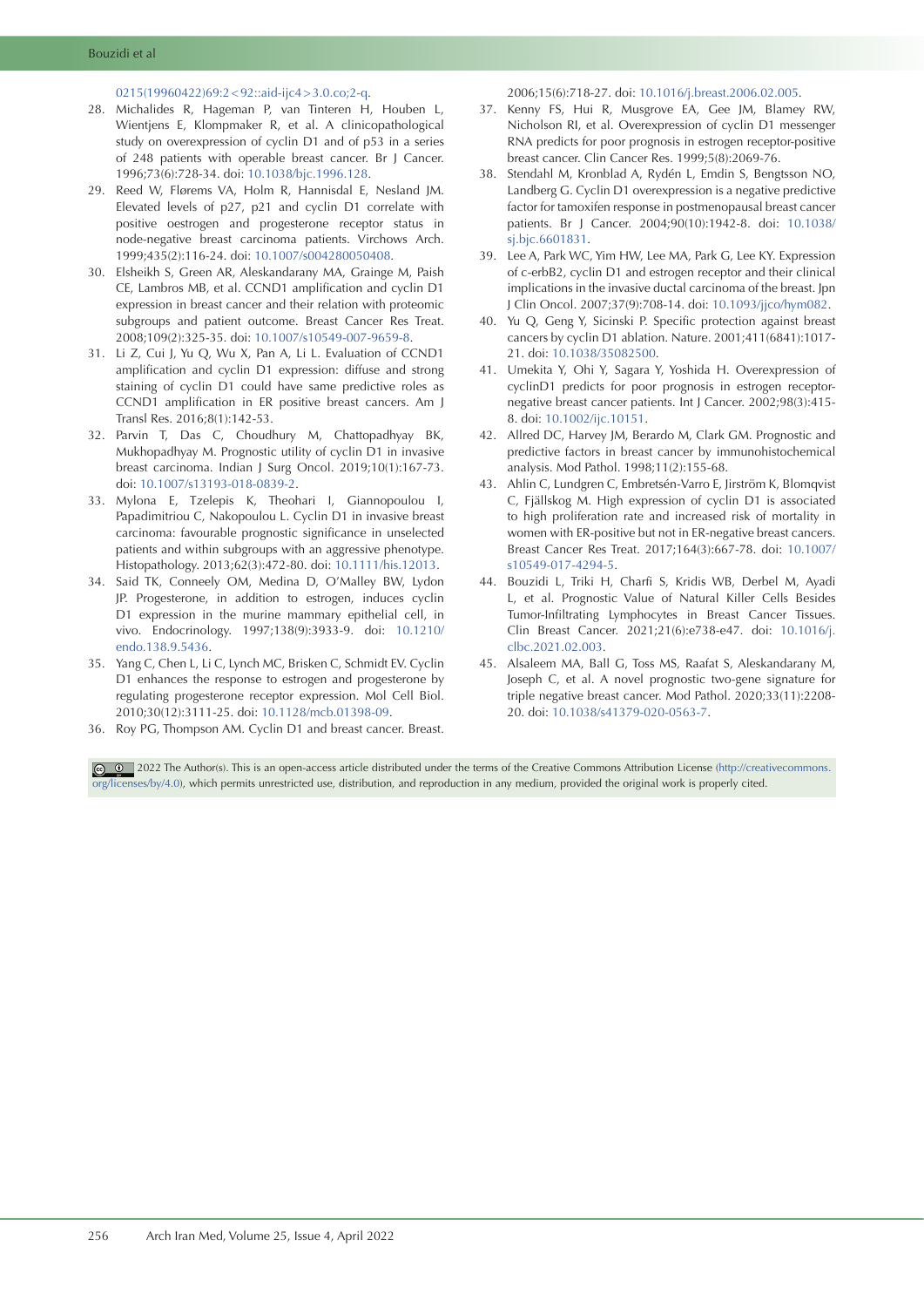0215(19960422)69:2<92::aid-ijc4>3.0.co;2-q.

28. Michalides R, Hageman P, van Tinteren H, Houben L, Wientjens E, Klompmaker R, et al. A clinicopathological study on overexpression of cyclin D1 and of p53 in a series of 248 patients with operable breast cancer. Br J Cancer. 1996;73(6):728-34. doi: 10.1038/bjc.1996.128.
29. Reed W, Flørems VA, Holm R, Hannisdal E, Nesland JM. Elevated levels of p27, p21 and cyclin D1 correlate with positive oestrogen and progesterone receptor status in node-negative breast carcinoma patients. Virchows Arch. 1999;435(2):116-24. doi: 10.1007/s004280050408.
30. Elsheikh S, Green AR, Aleskandarany MA, Grainge M, Paish CE, Lambros MB, et al. CCND1 amplification and cyclin D1 expression in breast cancer and their relation with proteomic subgroups and patient outcome. Breast Cancer Res Treat. 2008;109(2):325-35. doi: 10.1007/s10549-007-9659-8.
31. Li Z, Cui J, Yu Q, Wu X, Pan A, Li L. Evaluation of CCND1 amplification and cyclin D1 expression: diffuse and strong staining of cyclin D1 could have same predictive roles as CCND1 amplification in ER positive breast cancers. Am J Transl Res. 2016;8(1):142-53.
32. Parvin T, Das C, Choudhury M, Chattopadhyay BK, Mukhopadhyay M. Prognostic utility of cyclin D1 in invasive breast carcinoma. Indian J Surg Oncol. 2019;10(1):167-73. doi: 10.1007/s13193-018-0839-2.
33. Mylona E, Tzelepis K, Theohari I, Giannopoulou I, Papadimitriou C, Nakopoulou L. Cyclin D1 in invasive breast carcinoma: favourable prognostic significance in unselected patients and within subgroups with an aggressive phenotype. Histopathology. 2013;62(3):472-80. doi: 10.1111/his.12013.
34. Said TK, Conneely OM, Medina D, O'Malley BW, Lydon JP. Progesterone, in addition to estrogen, induces cyclin D1 expression in the murine mammary epithelial cell, in vivo. Endocrinology. 1997;138(9):3933-9. doi: 10.1210/endo.138.9.5436.
35. Yang C, Chen L, Li C, Lynch MC, Brisken C, Schmidt EV. Cyclin D1 enhances the response to estrogen and progesterone by regulating progesterone receptor expression. Mol Cell Biol. 2010;30(12):3111-25. doi: 10.1128/mcb.01398-09.
36. Roy PG, Thompson AM. Cyclin D1 and breast cancer. Breast. 2006;15(6):718-27. doi: 10.1016/j.breast.2006.02.005.
37. Kenny FS, Hui R, Musgrove EA, Gee JM, Blamey RW, Nicholson RI, et al. Overexpression of cyclin D1 messenger RNA predicts for poor prognosis in estrogen receptor-positive breast cancer. Clin Cancer Res. 1999;5(8):2069-76.
38. Stendahl M, Kronblad A, Rydén L, Emdin S, Bengtsson NO, Landberg G. Cyclin D1 overexpression is a negative predictive factor for tamoxifen response in postmenopausal breast cancer patients. Br J Cancer. 2004;90(10):1942-8. doi: 10.1038/sj.bjc.6601831.
39. Lee A, Park WC, Yim HW, Lee MA, Park G, Lee KY. Expression of c-erbB2, cyclin D1 and estrogen receptor and their clinical implications in the invasive ductal carcinoma of the breast. Jpn J Clin Oncol. 2007;37(9):708-14. doi: 10.1093/jjco/hym082.
40. Yu Q, Geng Y, Sicinski P. Specific protection against breast cancers by cyclin D1 ablation. Nature. 2001;411(6841):1017-21. doi: 10.1038/35082500.
41. Umekita Y, Ohi Y, Sagara Y, Yoshida H. Overexpression of cyclinD1 predicts for poor prognosis in estrogen receptor-negative breast cancer patients. Int J Cancer. 2002;98(3):415-8. doi: 10.1002/ijc.10151.
42. Allred DC, Harvey JM, Berardo M, Clark GM. Prognostic and predictive factors in breast cancer by immunohistochemical analysis. Mod Pathol. 1998;11(2):155-68.
43. Ahlin C, Lundgren C, Embretsén-Varro E, Jirström K, Blomqvist C, Fjällskog M. High expression of cyclin D1 is associated to high proliferation rate and increased risk of mortality in women with ER-positive but not in ER-negative breast cancers. Breast Cancer Res Treat. 2017;164(3):667-78. doi: 10.1007/s10549-017-4294-5.
44. Bouzidi L, Triki H, Charfi S, Kridis WB, Derbel M, Ayadi L, et al. Prognostic Value of Natural Killer Cells Besides Tumor-Infiltrating Lymphocytes in Breast Cancer Tissues. Clin Breast Cancer. 2021;21(6):e738-e47. doi: 10.1016/j.clbc.2021.02.003.
45. Alsaleem MA, Ball G, Toss MS, Raafat S, Aleskandarany M, Joseph C, et al. A novel prognostic two-gene signature for triple negative breast cancer. Mod Pathol. 2020;33(11):2208-20. doi: 10.1038/s41379-020-0563-7.

2022 The Author(s). This is an open-access article distributed under the terms of the Creative Commons Attribution License (http://creativecommons.org/licenses/by/4.0), which permits unrestricted use, distribution, and reproduction in any medium, provided the original work is properly cited.